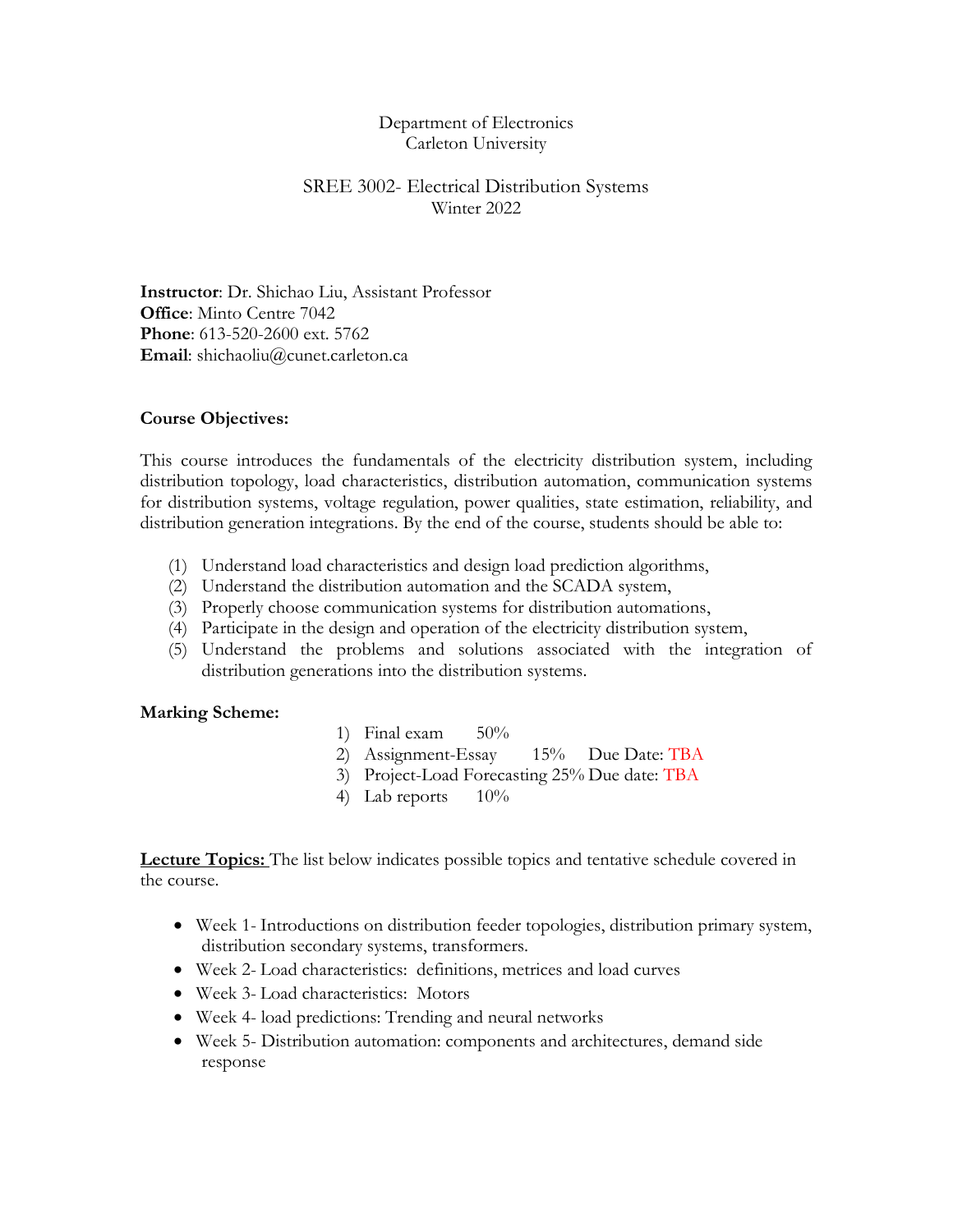Department of Electronics
Carleton University

# SREE 3002- Electrical Distribution Systems
Winter 2022

**Instructor**: Dr. Shichao Liu, Assistant Professor
**Office**: Minto Centre 7042
**Phone**: 613-520-2600 ext. 5762
**Email**: shichaoliu@cunet.carleton.ca

**Course Objectives:**

This course introduces the fundamentals of the electricity distribution system, including distribution topology, load characteristics, distribution automation, communication systems for distribution systems, voltage regulation, power qualities, state estimation, reliability, and distribution generation integrations. By the end of the course, students should be able to:

(1) Understand load characteristics and design load prediction algorithms,
(2) Understand the distribution automation and the SCADA system,
(3) Properly choose communication systems for distribution automations,
(4) Participate in the design and operation of the electricity distribution system,
(5) Understand the problems and solutions associated with the integration of distribution generations into the distribution systems.

**Marking Scheme:**

1) Final exam 50%
2) Assignment-Essay 15% Due Date: TBA
3) Project-Load Forecasting 25% Due date: TBA
4) Lab reports 10%

**Lecture Topics:** The list below indicates possible topics and tentative schedule covered in the course.

- Week 1- Introductions on distribution feeder topologies, distribution primary system, distribution secondary systems, transformers.
- Week 2- Load characteristics: definitions, metrices and load curves
- Week 3- Load characteristics: Motors
- Week 4- load predictions: Trending and neural networks
- Week 5- Distribution automation: components and architectures, demand side response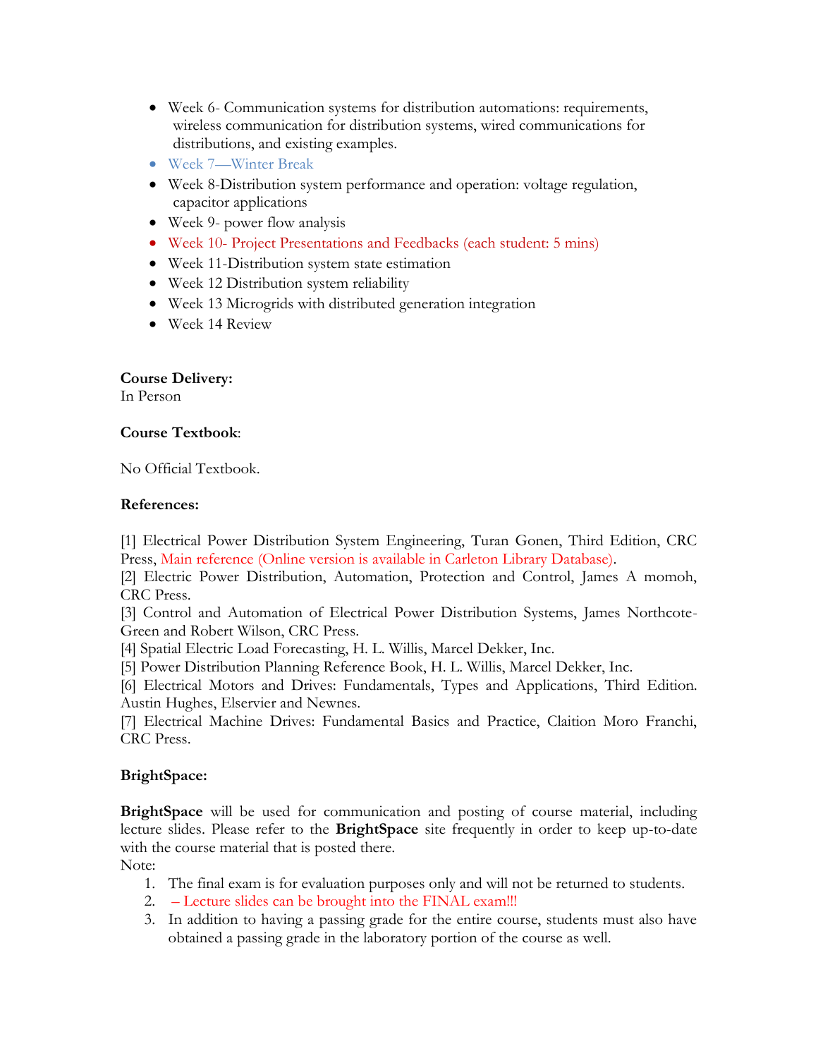- Week 6- Communication systems for distribution automations: requirements, wireless communication for distribution systems, wired communications for distributions, and existing examples.
- Week 7—Winter Break
- Week 8-Distribution system performance and operation: voltage regulation, capacitor applications
- Week 9- power flow analysis
- Week 10- Project Presentations and Feedbacks (each student: 5 mins)
- Week 11-Distribution system state estimation
- Week 12 Distribution system reliability
- Week 13 Microgrids with distributed generation integration
- Week 14 Review

**Course Delivery:**
In Person

**Course Textbook**:

No Official Textbook.

**References:**

[1] Electrical Power Distribution System Engineering, Turan Gonen, Third Edition, CRC Press, Main reference (Online version is available in Carleton Library Database).
[2] Electric Power Distribution, Automation, Protection and Control, James A momoh, CRC Press.
[3] Control and Automation of Electrical Power Distribution Systems, James Northcote-Green and Robert Wilson, CRC Press.
[4] Spatial Electric Load Forecasting, H. L. Willis, Marcel Dekker, Inc.
[5] Power Distribution Planning Reference Book, H. L. Willis, Marcel Dekker, Inc.
[6] Electrical Motors and Drives: Fundamentals, Types and Applications, Third Edition. Austin Hughes, Elservier and Newnes.
[7] Electrical Machine Drives: Fundamental Basics and Practice, Claition Moro Franchi, CRC Press.

**BrightSpace:**

**BrightSpace** will be used for communication and posting of course material, including lecture slides. Please refer to the **BrightSpace** site frequently in order to keep up-to-date with the course material that is posted there.
Note:

1. The final exam is for evaluation purposes only and will not be returned to students.
2. – Lecture slides can be brought into the FINAL exam!!!
3. In addition to having a passing grade for the entire course, students must also have obtained a passing grade in the laboratory portion of the course as well.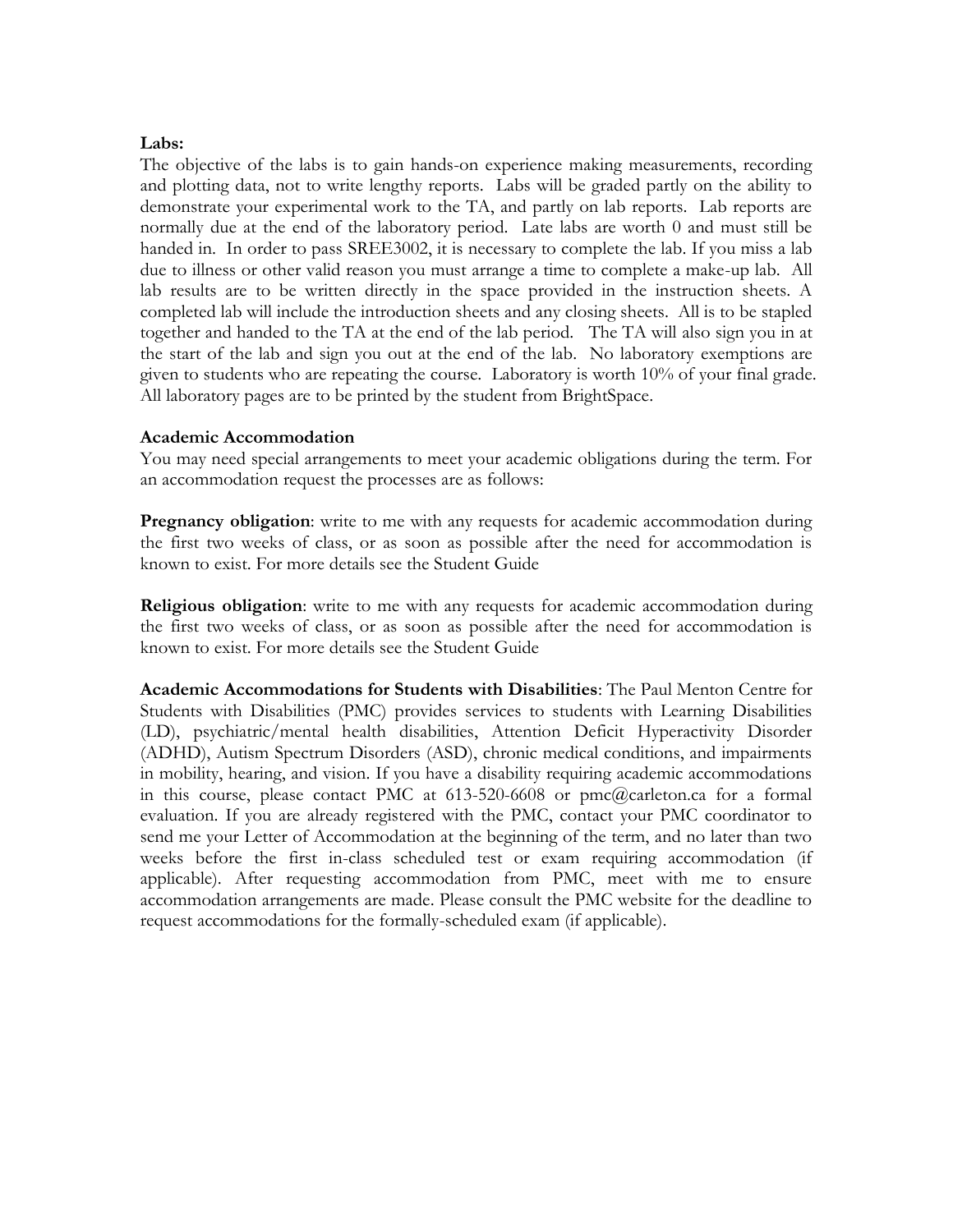**Labs:**

The objective of the labs is to gain hands-on experience making measurements, recording and plotting data, not to write lengthy reports. Labs will be graded partly on the ability to demonstrate your experimental work to the TA, and partly on lab reports. Lab reports are normally due at the end of the laboratory period. Late labs are worth 0 and must still be handed in. In order to pass SREE3002, it is necessary to complete the lab. If you miss a lab due to illness or other valid reason you must arrange a time to complete a make-up lab. All lab results are to be written directly in the space provided in the instruction sheets. A completed lab will include the introduction sheets and any closing sheets. All is to be stapled together and handed to the TA at the end of the lab period. The TA will also sign you in at the start of the lab and sign you out at the end of the lab. No laboratory exemptions are given to students who are repeating the course. Laboratory is worth 10% of your final grade. All laboratory pages are to be printed by the student from BrightSpace.

**Academic Accommodation**

You may need special arrangements to meet your academic obligations during the term. For an accommodation request the processes are as follows:

**Pregnancy obligation**: write to me with any requests for academic accommodation during the first two weeks of class, or as soon as possible after the need for accommodation is known to exist. For more details see the Student Guide

**Religious obligation**: write to me with any requests for academic accommodation during the first two weeks of class, or as soon as possible after the need for accommodation is known to exist. For more details see the Student Guide

**Academic Accommodations for Students with Disabilities**: The Paul Menton Centre for Students with Disabilities (PMC) provides services to students with Learning Disabilities (LD), psychiatric/mental health disabilities, Attention Deficit Hyperactivity Disorder (ADHD), Autism Spectrum Disorders (ASD), chronic medical conditions, and impairments in mobility, hearing, and vision. If you have a disability requiring academic accommodations in this course, please contact PMC at 613-520-6608 or pmc@carleton.ca for a formal evaluation. If you are already registered with the PMC, contact your PMC coordinator to send me your Letter of Accommodation at the beginning of the term, and no later than two weeks before the first in-class scheduled test or exam requiring accommodation (if applicable). After requesting accommodation from PMC, meet with me to ensure accommodation arrangements are made. Please consult the PMC website for the deadline to request accommodations for the formally-scheduled exam (if applicable).